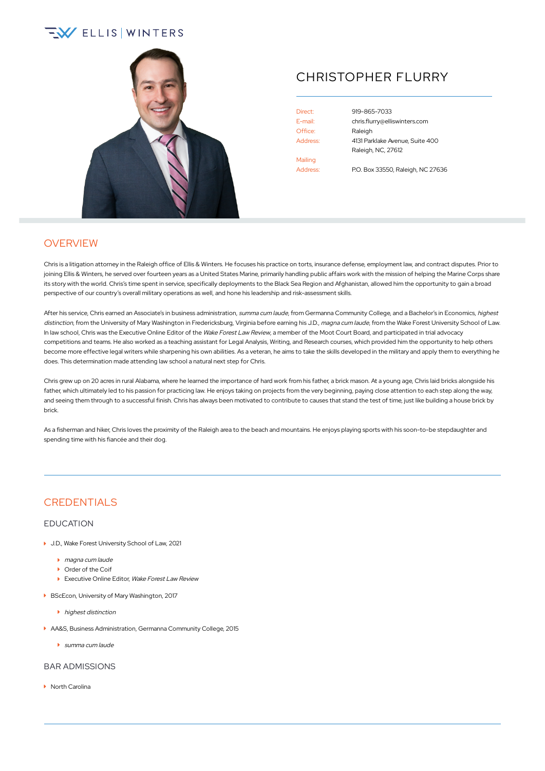ELLIS | WINTERS

# CHRISTOPHER FLURRY

| | |
|---|---|
| Direct: | 919-865-7033 |
| E-mail: | chris.flurry@elliswinters.com |
| Office: | Raleigh |
| Address: | 4131 Parklake Avenue, Suite 400<br>Raleigh, NC, 27612 |
| Mailing Address: | P.O. Box 33550, Raleigh, NC 27636 |

## OVERVIEW

Chris is a litigation attorney in the Raleigh office of Ellis & Winters. He focuses his practice on torts, insurance defense, employment law, and contract disputes. Prior to joining Ellis & Winters, he served over fourteen years as a United States Marine, primarily handling public affairs work with the mission of helping the Marine Corps share its story with the world. Chris's time spent in service, specifically deployments to the Black Sea Region and Afghanistan, allowed him the opportunity to gain a broad perspective of our country's overall military operations as well, and hone his leadership and risk-assessment skills.

After his service, Chris earned an Associate's in business administration, *summa cum laude*, from Germanna Community College, and a Bachelor's in Economics, *highest distinction*, from the University of Mary Washington in Fredericksburg, Virginia before earning his J.D., *magna cum laude*, from the Wake Forest University School of Law. In law school, Chris was the Executive Online Editor of the *Wake Forest Law Review*, a member of the Moot Court Board, and participated in trial advocacy competitions and teams. He also worked as a teaching assistant for Legal Analysis, Writing, and Research courses, which provided him the opportunity to help others become more effective legal writers while sharpening his own abilities. As a veteran, he aims to take the skills developed in the military and apply them to everything he does. This determination made attending law school a natural next step for Chris.

Chris grew up on 20 acres in rural Alabama, where he learned the importance of hard work from his father, a brick mason. At a young age, Chris laid bricks alongside his father, which ultimately led to his passion for practicing law. He enjoys taking on projects from the very beginning, paying close attention to each step along the way, and seeing them through to a successful finish. Chris has always been motivated to contribute to causes that stand the test of time, just like building a house brick by brick.

As a fisherman and hiker, Chris loves the proximity of the Raleigh area to the beach and mountains. He enjoys playing sports with his soon-to-be stepdaughter and spending time with his fiancée and their dog.

## CREDENTIALS

### EDUCATION

- J.D., Wake Forest University School of Law, 2021
  - *magna cum laude*
  - Order of the Coif
  - Executive Online Editor, *Wake Forest Law Review*
- BScEcon, University of Mary Washington, 2017
  - *highest distinction*
- AA&S, Business Administration, Germanna Community College, 2015
  - *summa cum laude*

### BAR ADMISSIONS

- North Carolina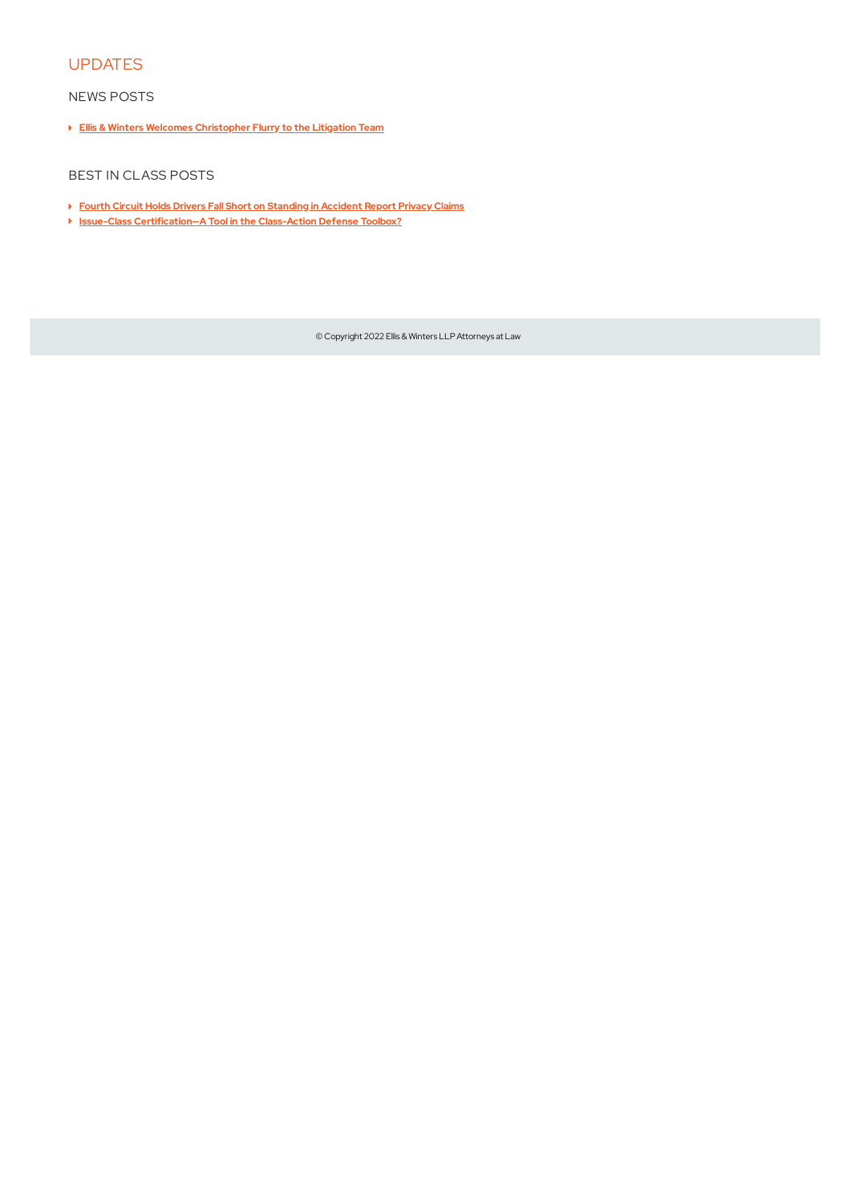## UPDATES

### NEWS POSTS

- Ellis & Winters Welcomes Christopher Flurry to the Litigation Team

### BEST IN CLASS POSTS

- Fourth Circuit Holds Drivers Fall Short on Standing in Accident Report Privacy Claims
- Issue-Class Certification—A Tool in the Class-Action Defense Toolbox?

© Copyright 2022 Ellis & Winters LLP Attorneys at Law